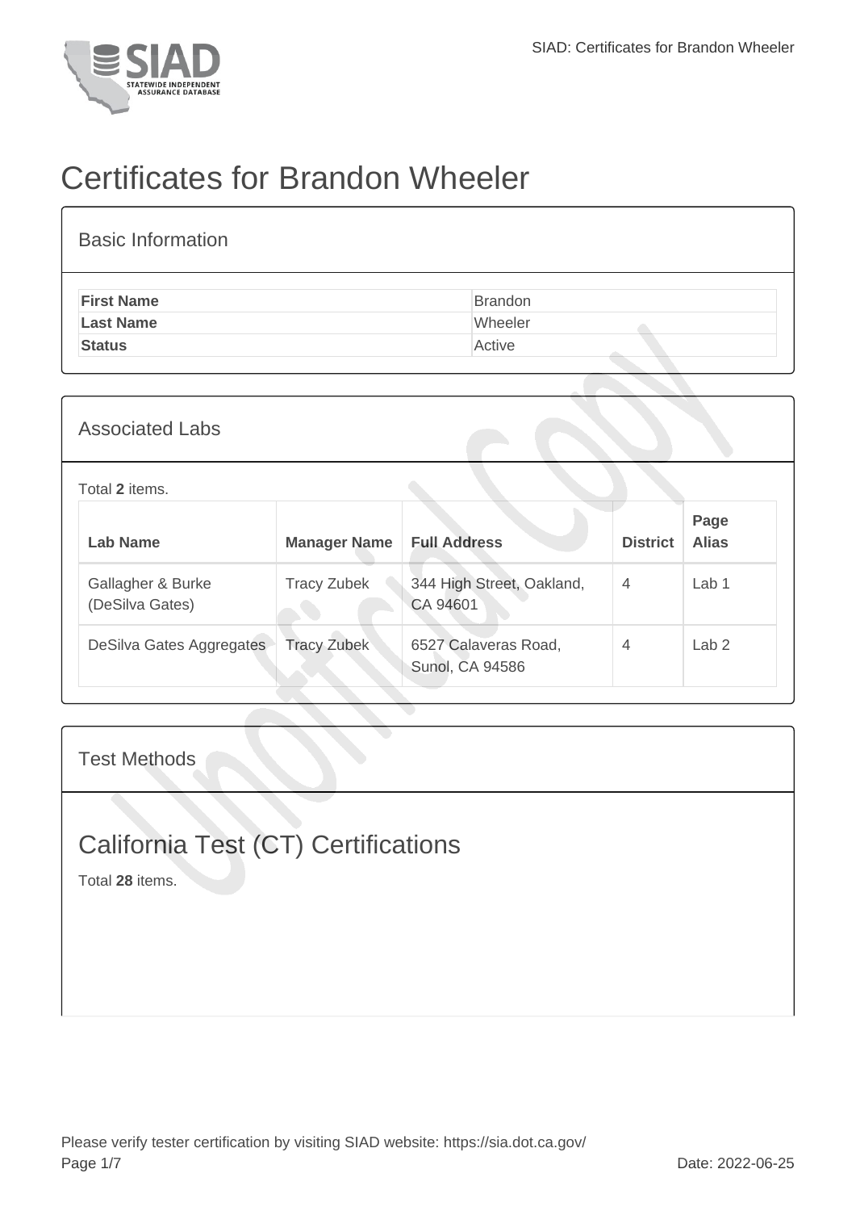# Certificates for Brandon Wheeler

## Basic Information

| | |
|---|---|
| **First Name** | Brandon |
| **Last Name** | Wheeler |
| **Status** | Active |

## Associated Labs

Total **2** items.

| Lab Name | Manager Name | Full Address | District | Page Alias |
|---|---|---|---|---|
| Gallagher & Burke (DeSilva Gates) | Tracy Zubek | 344 High Street, Oakland, CA 94601 | 4 | Lab 1 |
| DeSilva Gates Aggregates | Tracy Zubek | 6527 Calaveras Road, Sunol, CA 94586 | 4 | Lab 2 |

## Test Methods

### California Test (CT) Certifications

Total **28** items.

Please verify tester certification by visiting SIAD website: https://sia.dot.ca.gov/

Date: 2022-06-25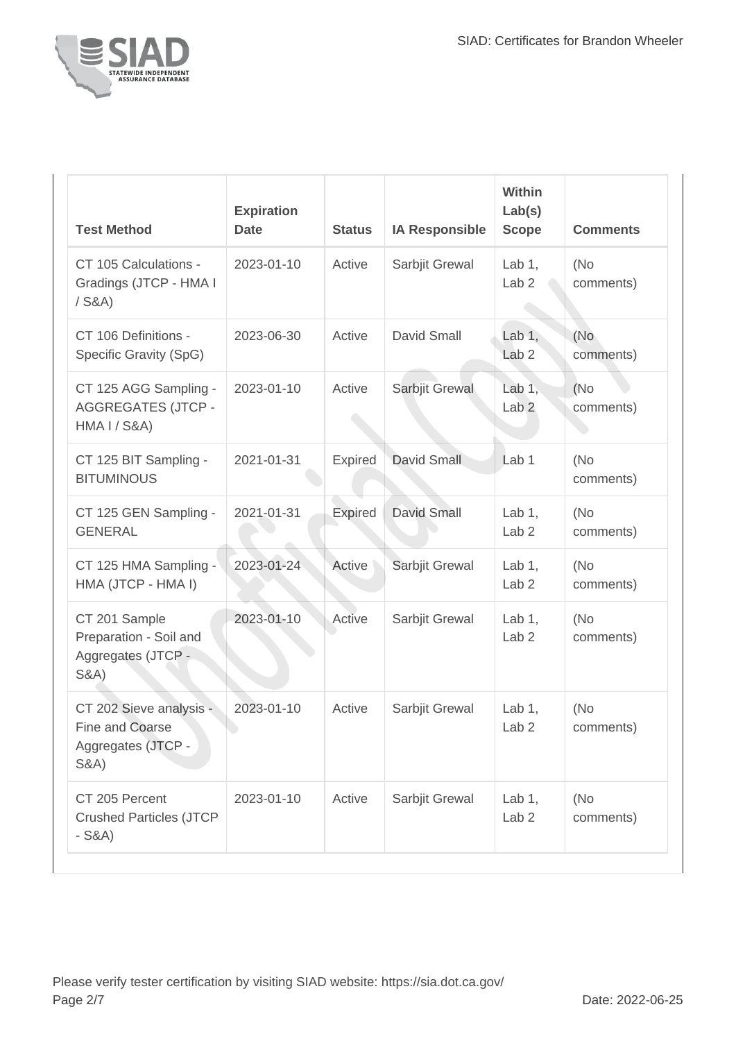| Test Method | Expiration Date | Status | IA Responsible | Within Lab(s) Scope | Comments |
| --- | --- | --- | --- | --- | --- |
| CT 105 Calculations - Gradings (JTCP - HMA I / S&A) | 2023-01-10 | Active | Sarbjit Grewal | Lab 1, Lab 2 | (No comments) |
| CT 106 Definitions - Specific Gravity (SpG) | 2023-06-30 | Active | David Small | Lab 1, Lab 2 | (No comments) |
| CT 125 AGG Sampling - AGGREGATES (JTCP - HMA I / S&A) | 2023-01-10 | Active | Sarbjit Grewal | Lab 1, Lab 2 | (No comments) |
| CT 125 BIT Sampling - BITUMINOUS | 2021-01-31 | Expired | David Small | Lab 1 | (No comments) |
| CT 125 GEN Sampling - GENERAL | 2021-01-31 | Expired | David Small | Lab 1, Lab 2 | (No comments) |
| CT 125 HMA Sampling - HMA (JTCP - HMA I) | 2023-01-24 | Active | Sarbjit Grewal | Lab 1, Lab 2 | (No comments) |
| CT 201 Sample Preparation - Soil and Aggregates (JTCP - S&A) | 2023-01-10 | Active | Sarbjit Grewal | Lab 1, Lab 2 | (No comments) |
| CT 202 Sieve analysis - Fine and Coarse Aggregates (JTCP - S&A) | 2023-01-10 | Active | Sarbjit Grewal | Lab 1, Lab 2 | (No comments) |
| CT 205 Percent Crushed Particles (JTCP - S&A) | 2023-01-10 | Active | Sarbjit Grewal | Lab 1, Lab 2 | (No comments) |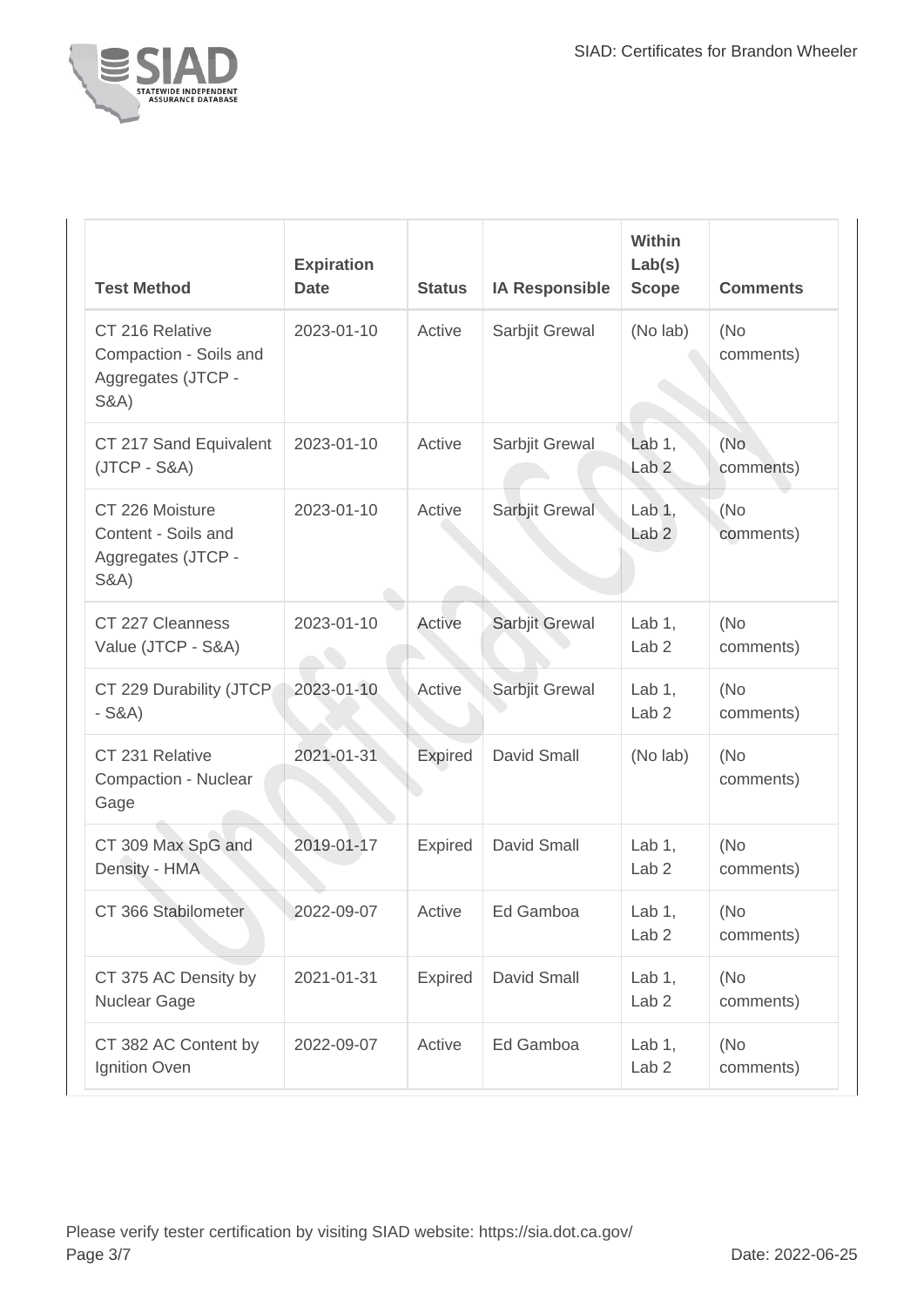| Test Method | Expiration Date | Status | IA Responsible | Within Lab(s) Scope | Comments |
|---|---|---|---|---|---|
| CT 216 Relative Compaction - Soils and Aggregates (JTCP - S&A) | 2023-01-10 | Active | Sarbjit Grewal | (No lab) | (No comments) |
| CT 217 Sand Equivalent (JTCP - S&A) | 2023-01-10 | Active | Sarbjit Grewal | Lab 1, Lab 2 | (No comments) |
| CT 226 Moisture Content - Soils and Aggregates (JTCP - S&A) | 2023-01-10 | Active | Sarbjit Grewal | Lab 1, Lab 2 | (No comments) |
| CT 227 Cleanness Value (JTCP - S&A) | 2023-01-10 | Active | Sarbjit Grewal | Lab 1, Lab 2 | (No comments) |
| CT 229 Durability (JTCP - S&A) | 2023-01-10 | Active | Sarbjit Grewal | Lab 1, Lab 2 | (No comments) |
| CT 231 Relative Compaction - Nuclear Gage | 2021-01-31 | Expired | David Small | (No lab) | (No comments) |
| CT 309 Max SpG and Density - HMA | 2019-01-17 | Expired | David Small | Lab 1, Lab 2 | (No comments) |
| CT 366 Stabilometer | 2022-09-07 | Active | Ed Gamboa | Lab 1, Lab 2 | (No comments) |
| CT 375 AC Density by Nuclear Gage | 2021-01-31 | Expired | David Small | Lab 1, Lab 2 | (No comments) |
| CT 382 AC Content by Ignition Oven | 2022-09-07 | Active | Ed Gamboa | Lab 1, Lab 2 | (No comments) |

Please verify tester certification by visiting SIAD website: https://sia.dot.ca.gov/

Date: 2022-06-25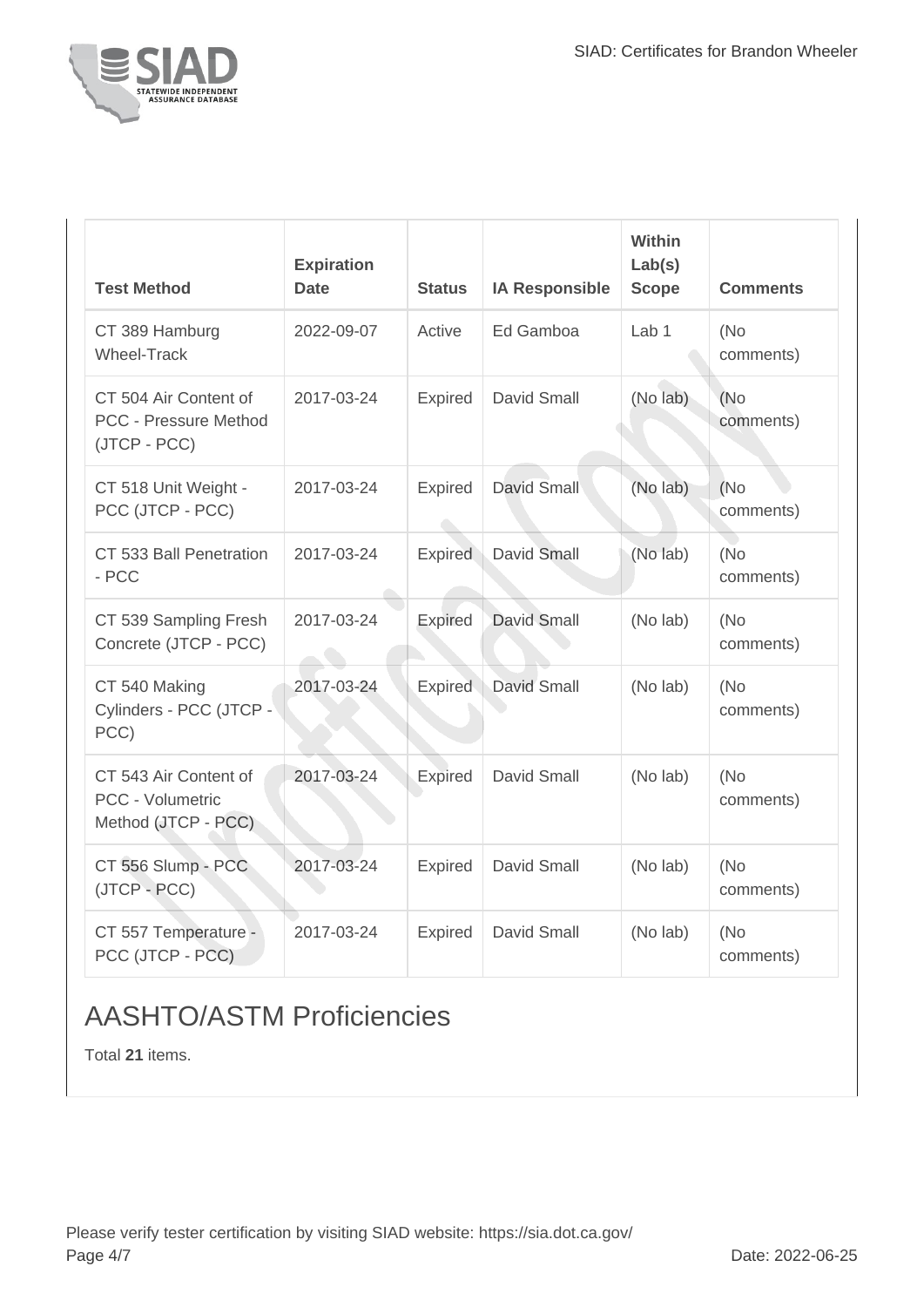| Test Method | Expiration Date | Status | IA Responsible | Within Lab(s) Scope | Comments |
| --- | --- | --- | --- | --- | --- |
| CT 389 Hamburg Wheel-Track | 2022-09-07 | Active | Ed Gamboa | Lab 1 | (No comments) |
| CT 504 Air Content of PCC - Pressure Method (JTCP - PCC) | 2017-03-24 | Expired | David Small | (No lab) | (No comments) |
| CT 518 Unit Weight - PCC (JTCP - PCC) | 2017-03-24 | Expired | David Small | (No lab) | (No comments) |
| CT 533 Ball Penetration - PCC | 2017-03-24 | Expired | David Small | (No lab) | (No comments) |
| CT 539 Sampling Fresh Concrete (JTCP - PCC) | 2017-03-24 | Expired | David Small | (No lab) | (No comments) |
| CT 540 Making Cylinders - PCC (JTCP - PCC) | 2017-03-24 | Expired | David Small | (No lab) | (No comments) |
| CT 543 Air Content of PCC - Volumetric Method (JTCP - PCC) | 2017-03-24 | Expired | David Small | (No lab) | (No comments) |
| CT 556 Slump - PCC (JTCP - PCC) | 2017-03-24 | Expired | David Small | (No lab) | (No comments) |
| CT 557 Temperature - PCC (JTCP - PCC) | 2017-03-24 | Expired | David Small | (No lab) | (No comments) |

## AASHTO/ASTM Proficiencies

Total **21** items.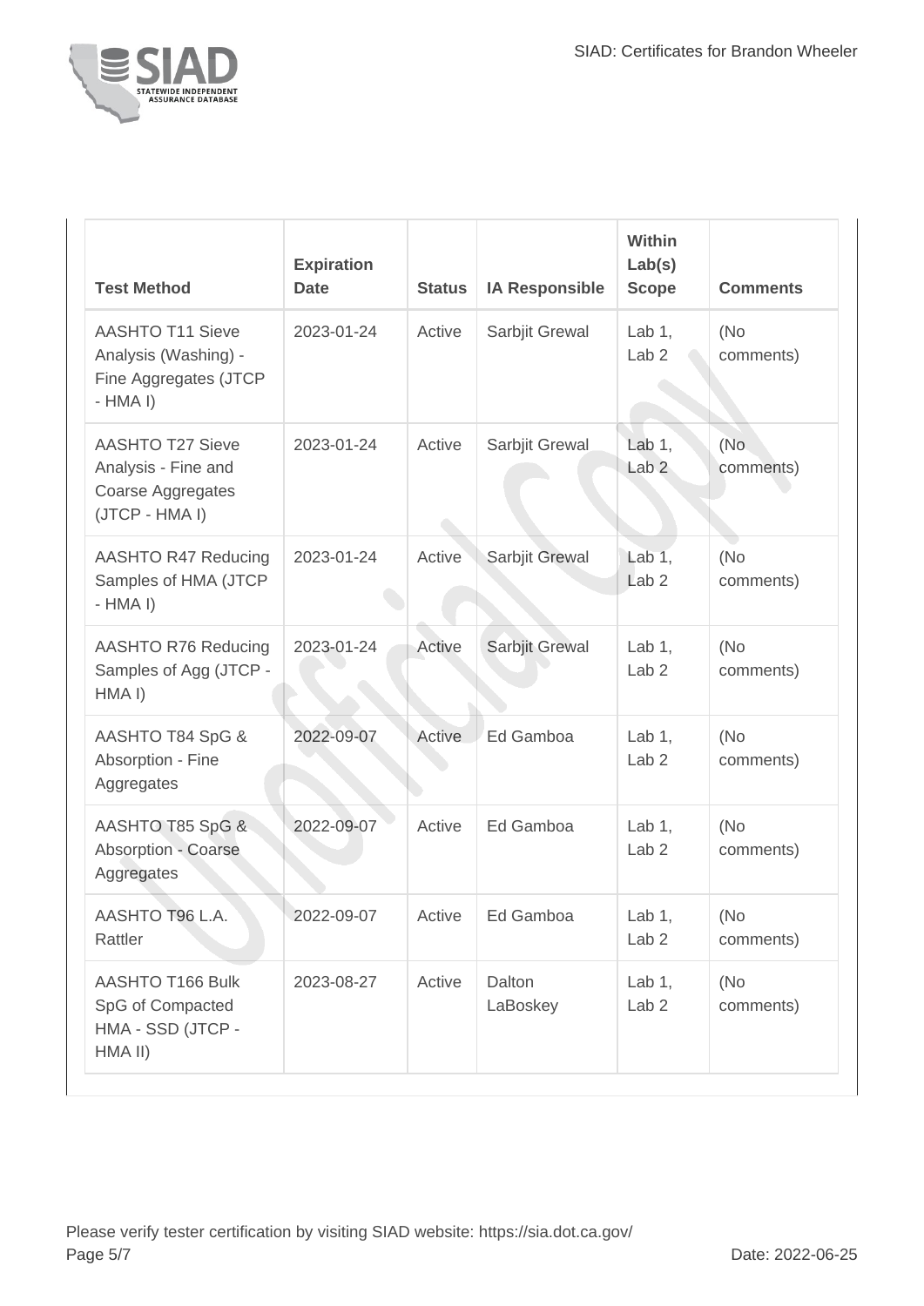| Test Method | Expiration Date | Status | IA Responsible | Within Lab(s) Scope | Comments |
|---|---|---|---|---|---|
| AASHTO T11 Sieve Analysis (Washing) - Fine Aggregates (JTCP - HMA I) | 2023-01-24 | Active | Sarbjit Grewal | Lab 1, Lab 2 | (No comments) |
| AASHTO T27 Sieve Analysis - Fine and Coarse Aggregates (JTCP - HMA I) | 2023-01-24 | Active | Sarbjit Grewal | Lab 1, Lab 2 | (No comments) |
| AASHTO R47 Reducing Samples of HMA (JTCP - HMA I) | 2023-01-24 | Active | Sarbjit Grewal | Lab 1, Lab 2 | (No comments) |
| AASHTO R76 Reducing Samples of Agg (JTCP - HMA I) | 2023-01-24 | Active | Sarbjit Grewal | Lab 1, Lab 2 | (No comments) |
| AASHTO T84 SpG & Absorption - Fine Aggregates | 2022-09-07 | Active | Ed Gamboa | Lab 1, Lab 2 | (No comments) |
| AASHTO T85 SpG & Absorption - Coarse Aggregates | 2022-09-07 | Active | Ed Gamboa | Lab 1, Lab 2 | (No comments) |
| AASHTO T96 L.A. Rattler | 2022-09-07 | Active | Ed Gamboa | Lab 1, Lab 2 | (No comments) |
| AASHTO T166 Bulk SpG of Compacted HMA - SSD (JTCP - HMA II) | 2023-08-27 | Active | Dalton LaBoskey | Lab 1, Lab 2 | (No comments) |

Please verify tester certification by visiting SIAD website: https://sia.dot.ca.gov/

Date: 2022-06-25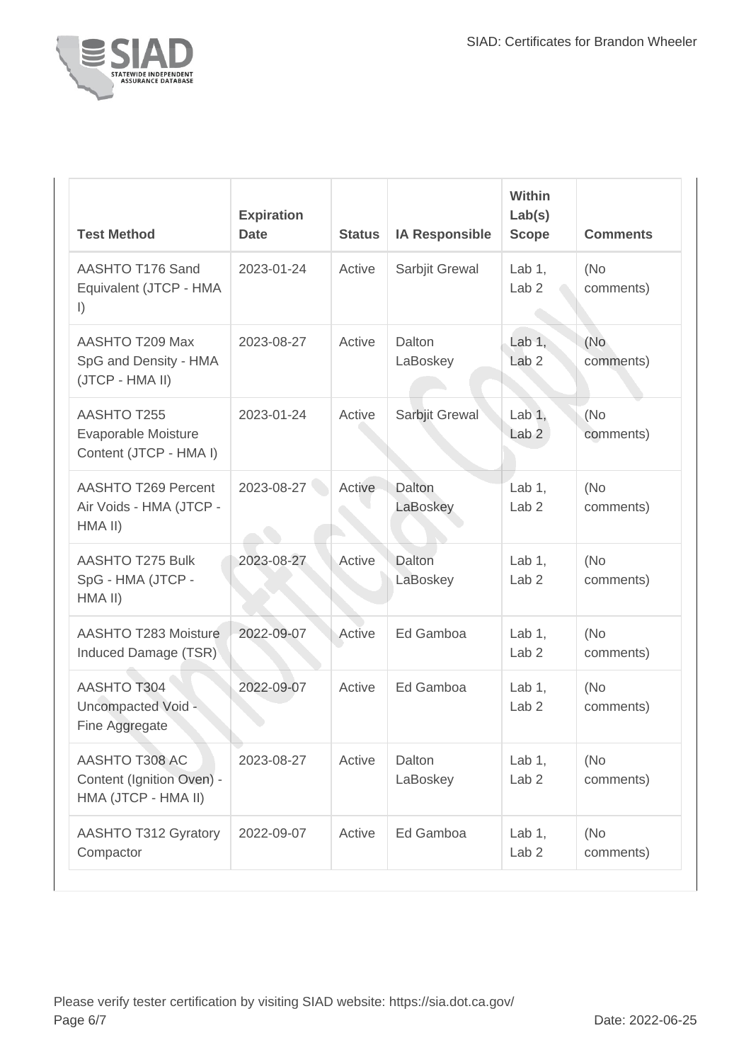| Test Method | Expiration Date | Status | IA Responsible | Within Lab(s) Scope | Comments |
|---|---|---|---|---|---|
| AASHTO T176 Sand Equivalent (JTCP - HMA I) | 2023-01-24 | Active | Sarbjit Grewal | Lab 1, Lab 2 | (No comments) |
| AASHTO T209 Max SpG and Density - HMA (JTCP - HMA II) | 2023-08-27 | Active | Dalton LaBoskey | Lab 1, Lab 2 | (No comments) |
| AASHTO T255 Evaporable Moisture Content (JTCP - HMA I) | 2023-01-24 | Active | Sarbjit Grewal | Lab 1, Lab 2 | (No comments) |
| AASHTO T269 Percent Air Voids - HMA (JTCP - HMA II) | 2023-08-27 | Active | Dalton LaBoskey | Lab 1, Lab 2 | (No comments) |
| AASHTO T275 Bulk SpG - HMA (JTCP - HMA II) | 2023-08-27 | Active | Dalton LaBoskey | Lab 1, Lab 2 | (No comments) |
| AASHTO T283 Moisture Induced Damage (TSR) | 2022-09-07 | Active | Ed Gamboa | Lab 1, Lab 2 | (No comments) |
| AASHTO T304 Uncompacted Void - Fine Aggregate | 2022-09-07 | Active | Ed Gamboa | Lab 1, Lab 2 | (No comments) |
| AASHTO T308 AC Content (Ignition Oven) - HMA (JTCP - HMA II) | 2023-08-27 | Active | Dalton LaBoskey | Lab 1, Lab 2 | (No comments) |
| AASHTO T312 Gyratory Compactor | 2022-09-07 | Active | Ed Gamboa | Lab 1, Lab 2 | (No comments) |

Please verify tester certification by visiting SIAD website: https://sia.dot.ca.gov/

Date: 2022-06-25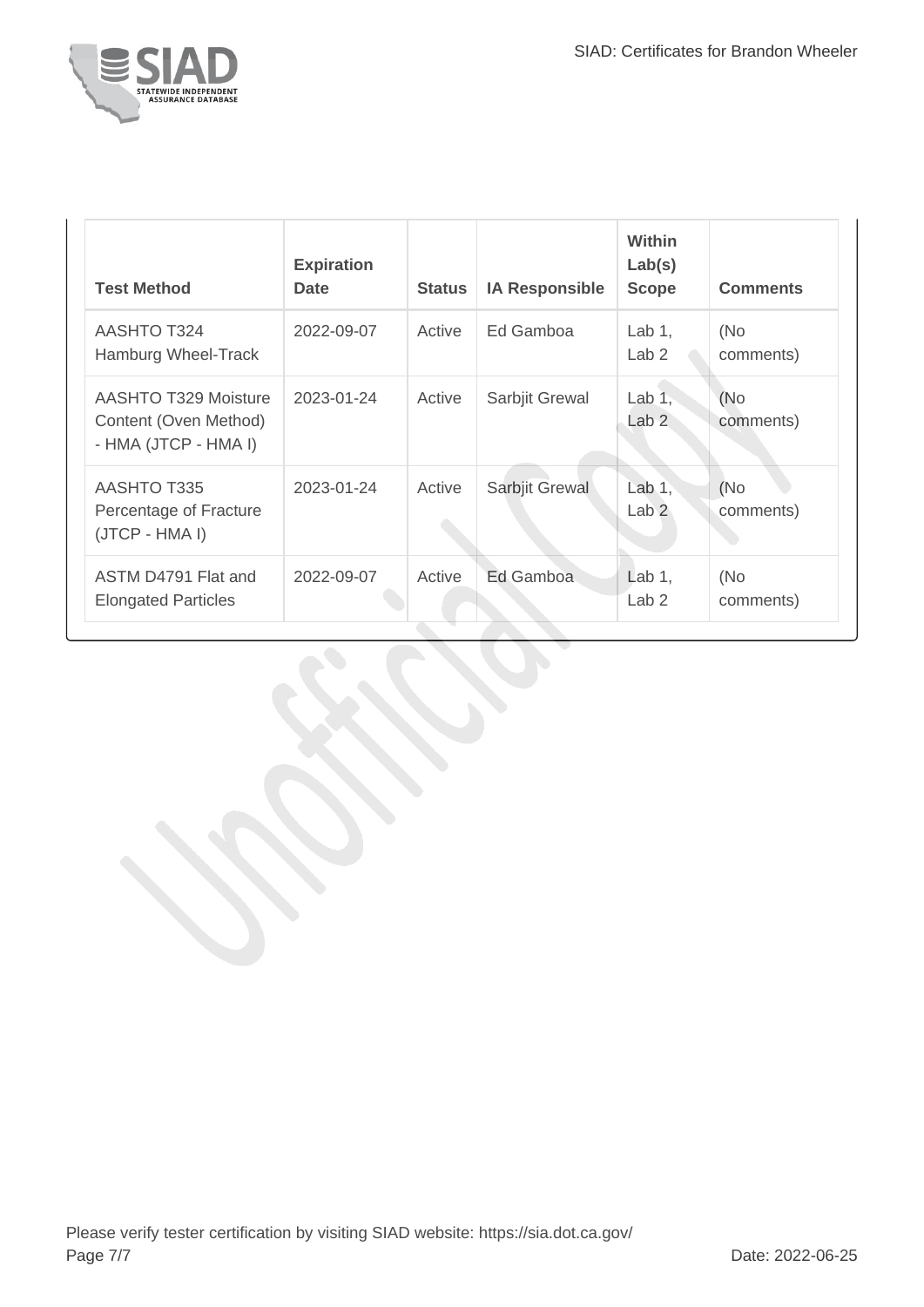| Test Method | Expiration Date | Status | IA Responsible | Within Lab(s) Scope | Comments |
|---|---|---|---|---|---|
| AASHTO T324 Hamburg Wheel-Track | 2022-09-07 | Active | Ed Gamboa | Lab 1, Lab 2 | (No comments) |
| AASHTO T329 Moisture Content (Oven Method) - HMA (JTCP - HMA I) | 2023-01-24 | Active | Sarbjit Grewal | Lab 1, Lab 2 | (No comments) |
| AASHTO T335 Percentage of Fracture (JTCP - HMA I) | 2023-01-24 | Active | Sarbjit Grewal | Lab 1, Lab 2 | (No comments) |
| ASTM D4791 Flat and Elongated Particles | 2022-09-07 | Active | Ed Gamboa | Lab 1, Lab 2 | (No comments) |

Please verify tester certification by visiting SIAD website: https://sia.dot.ca.gov/

Date: 2022-06-25